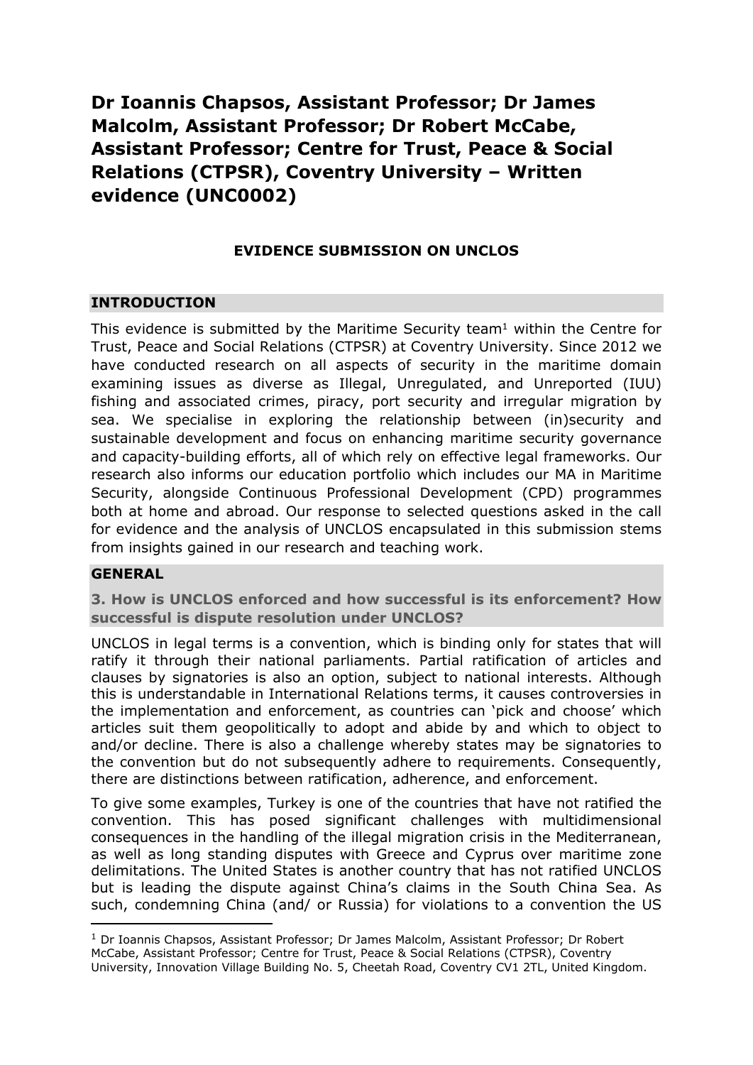# Dr Ioannis Chapsos, Assistant Professor; Dr James Malcolm, Assistant Professor; Dr Robert McCabe, Assistant Professor; Centre for Trust, Peace & Social Relations (CTPSR), Coventry University – Written evidence (UNC0002)

## EVIDENCE SUBMISSION ON UNCLOS

### INTRODUCTION

This evidence is submitted by the Maritime Security team[1] within the Centre for Trust, Peace and Social Relations (CTPSR) at Coventry University. Since 2012 we have conducted research on all aspects of security in the maritime domain examining issues as diverse as Illegal, Unregulated, and Unreported (IUU) fishing and associated crimes, piracy, port security and irregular migration by sea. We specialise in exploring the relationship between (in)security and sustainable development and focus on enhancing maritime security governance and capacity-building efforts, all of which rely on effective legal frameworks. Our research also informs our education portfolio which includes our MA in Maritime Security, alongside Continuous Professional Development (CPD) programmes both at home and abroad. Our response to selected questions asked in the call for evidence and the analysis of UNCLOS encapsulated in this submission stems from insights gained in our research and teaching work.

### GENERAL

#### 3. How is UNCLOS enforced and how successful is its enforcement? How successful is dispute resolution under UNCLOS?

UNCLOS in legal terms is a convention, which is binding only for states that will ratify it through their national parliaments. Partial ratification of articles and clauses by signatories is also an option, subject to national interests. Although this is understandable in International Relations terms, it causes controversies in the implementation and enforcement, as countries can 'pick and choose' which articles suit them geopolitically to adopt and abide by and which to object to and/or decline. There is also a challenge whereby states may be signatories to the convention but do not subsequently adhere to requirements. Consequently, there are distinctions between ratification, adherence, and enforcement.

To give some examples, Turkey is one of the countries that have not ratified the convention. This has posed significant challenges with multidimensional consequences in the handling of the illegal migration crisis in the Mediterranean, as well as long standing disputes with Greece and Cyprus over maritime zone delimitations. The United States is another country that has not ratified UNCLOS but is leading the dispute against China's claims in the South China Sea. As such, condemning China (and/ or Russia) for violations to a convention the US

---

[1] Dr Ioannis Chapsos, Assistant Professor; Dr James Malcolm, Assistant Professor; Dr Robert McCabe, Assistant Professor; Centre for Trust, Peace & Social Relations (CTPSR), Coventry University, Innovation Village Building No. 5, Cheetah Road, Coventry CV1 2TL, United Kingdom.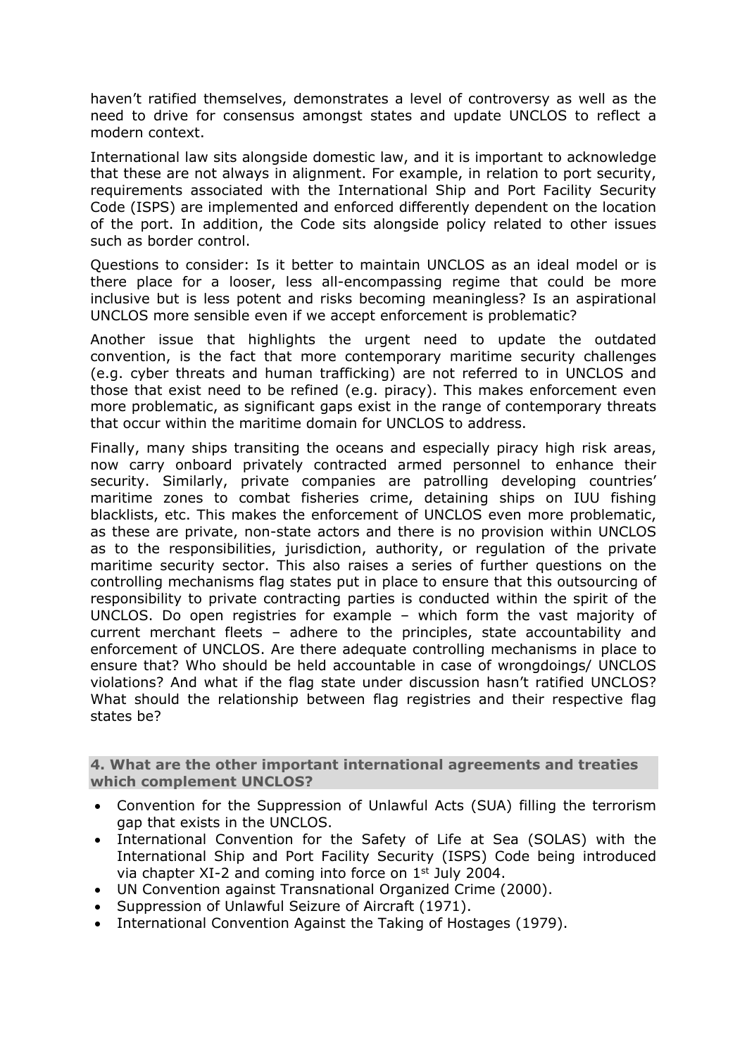haven't ratified themselves, demonstrates a level of controversy as well as the need to drive for consensus amongst states and update UNCLOS to reflect a modern context.

International law sits alongside domestic law, and it is important to acknowledge that these are not always in alignment. For example, in relation to port security, requirements associated with the International Ship and Port Facility Security Code (ISPS) are implemented and enforced differently dependent on the location of the port. In addition, the Code sits alongside policy related to other issues such as border control.

Questions to consider: Is it better to maintain UNCLOS as an ideal model or is there place for a looser, less all-encompassing regime that could be more inclusive but is less potent and risks becoming meaningless? Is an aspirational UNCLOS more sensible even if we accept enforcement is problematic?

Another issue that highlights the urgent need to update the outdated convention, is the fact that more contemporary maritime security challenges (e.g. cyber threats and human trafficking) are not referred to in UNCLOS and those that exist need to be refined (e.g. piracy). This makes enforcement even more problematic, as significant gaps exist in the range of contemporary threats that occur within the maritime domain for UNCLOS to address.

Finally, many ships transiting the oceans and especially piracy high risk areas, now carry onboard privately contracted armed personnel to enhance their security. Similarly, private companies are patrolling developing countries' maritime zones to combat fisheries crime, detaining ships on IUU fishing blacklists, etc. This makes the enforcement of UNCLOS even more problematic, as these are private, non-state actors and there is no provision within UNCLOS as to the responsibilities, jurisdiction, authority, or regulation of the private maritime security sector. This also raises a series of further questions on the controlling mechanisms flag states put in place to ensure that this outsourcing of responsibility to private contracting parties is conducted within the spirit of the UNCLOS. Do open registries for example – which form the vast majority of current merchant fleets – adhere to the principles, state accountability and enforcement of UNCLOS. Are there adequate controlling mechanisms in place to ensure that? Who should be held accountable in case of wrongdoings/ UNCLOS violations? And what if the flag state under discussion hasn't ratified UNCLOS? What should the relationship between flag registries and their respective flag states be?

### 4. What are the other important international agreements and treaties which complement UNCLOS?

- Convention for the Suppression of Unlawful Acts (SUA) filling the terrorism gap that exists in the UNCLOS.
- International Convention for the Safety of Life at Sea (SOLAS) with the International Ship and Port Facility Security (ISPS) Code being introduced via chapter XI-2 and coming into force on 1st July 2004.
- UN Convention against Transnational Organized Crime (2000).
- Suppression of Unlawful Seizure of Aircraft (1971).
- International Convention Against the Taking of Hostages (1979).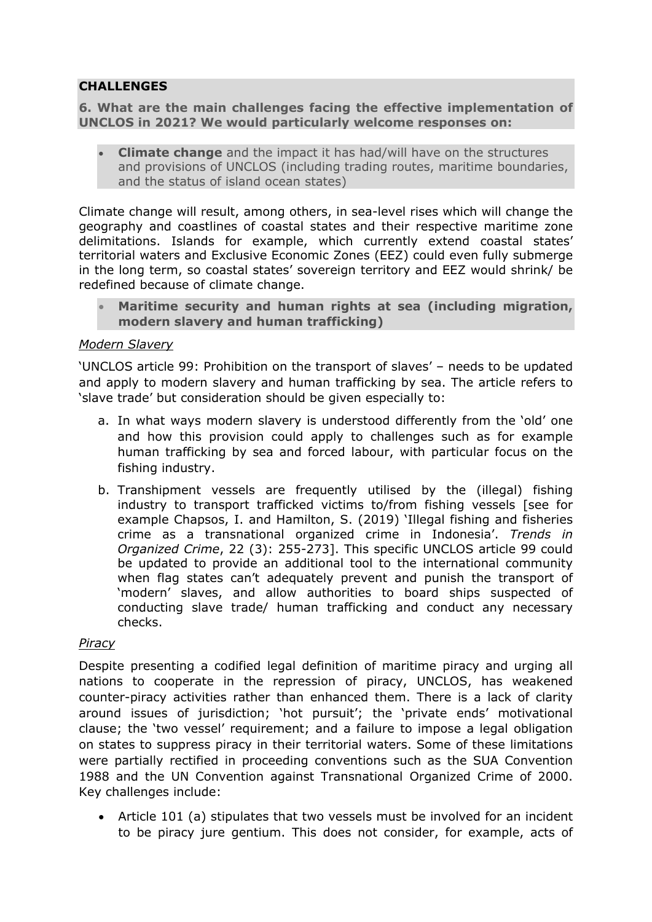## CHALLENGES

**6. What are the main challenges facing the effective implementation of UNCLOS in 2021? We would particularly welcome responses on:**

- **Climate change** and the impact it has had/will have on the structures and provisions of UNCLOS (including trading routes, maritime boundaries, and the status of island ocean states)

Climate change will result, among others, in sea-level rises which will change the geography and coastlines of coastal states and their respective maritime zone delimitations. Islands for example, which currently extend coastal states' territorial waters and Exclusive Economic Zones (EEZ) could even fully submerge in the long term, so coastal states' sovereign territory and EEZ would shrink/ be redefined because of climate change.

- **Maritime security and human rights at sea (including migration, modern slavery and human trafficking)**

*Modern Slavery*

'UNCLOS article 99: Prohibition on the transport of slaves' – needs to be updated and apply to modern slavery and human trafficking by sea. The article refers to 'slave trade' but consideration should be given especially to:

a. In what ways modern slavery is understood differently from the 'old' one and how this provision could apply to challenges such as for example human trafficking by sea and forced labour, with particular focus on the fishing industry.

b. Transhipment vessels are frequently utilised by the (illegal) fishing industry to transport trafficked victims to/from fishing vessels [see for example Chapsos, I. and Hamilton, S. (2019) 'Illegal fishing and fisheries crime as a transnational organized crime in Indonesia'. *Trends in Organized Crime*, 22 (3): 255-273]. This specific UNCLOS article 99 could be updated to provide an additional tool to the international community when flag states can't adequately prevent and punish the transport of 'modern' slaves, and allow authorities to board ships suspected of conducting slave trade/ human trafficking and conduct any necessary checks.

*Piracy*

Despite presenting a codified legal definition of maritime piracy and urging all nations to cooperate in the repression of piracy, UNCLOS, has weakened counter-piracy activities rather than enhanced them. There is a lack of clarity around issues of jurisdiction; 'hot pursuit'; the 'private ends' motivational clause; the 'two vessel' requirement; and a failure to impose a legal obligation on states to suppress piracy in their territorial waters. Some of these limitations were partially rectified in proceeding conventions such as the SUA Convention 1988 and the UN Convention against Transnational Organized Crime of 2000. Key challenges include:

- Article 101 (a) stipulates that two vessels must be involved for an incident to be piracy jure gentium. This does not consider, for example, acts of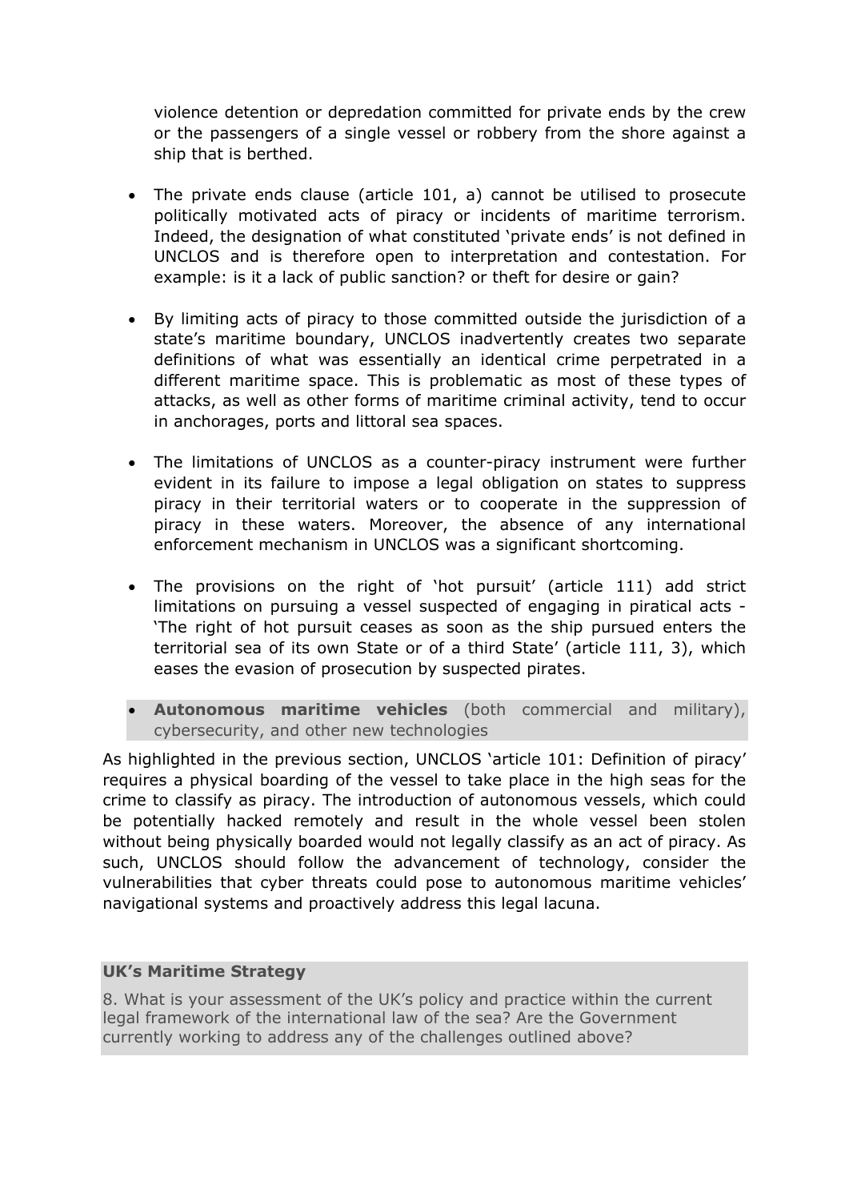violence detention or depredation committed for private ends by the crew or the passengers of a single vessel or robbery from the shore against a ship that is berthed.

- The private ends clause (article 101, a) cannot be utilised to prosecute politically motivated acts of piracy or incidents of maritime terrorism. Indeed, the designation of what constituted 'private ends' is not defined in UNCLOS and is therefore open to interpretation and contestation. For example: is it a lack of public sanction? or theft for desire or gain?

- By limiting acts of piracy to those committed outside the jurisdiction of a state's maritime boundary, UNCLOS inadvertently creates two separate definitions of what was essentially an identical crime perpetrated in a different maritime space. This is problematic as most of these types of attacks, as well as other forms of maritime criminal activity, tend to occur in anchorages, ports and littoral sea spaces.

- The limitations of UNCLOS as a counter-piracy instrument were further evident in its failure to impose a legal obligation on states to suppress piracy in their territorial waters or to cooperate in the suppression of piracy in these waters. Moreover, the absence of any international enforcement mechanism in UNCLOS was a significant shortcoming.

- The provisions on the right of 'hot pursuit' (article 111) add strict limitations on pursuing a vessel suspected of engaging in piratical acts - 'The right of hot pursuit ceases as soon as the ship pursued enters the territorial sea of its own State or of a third State' (article 111, 3), which eases the evasion of prosecution by suspected pirates.

- **Autonomous maritime vehicles** (both commercial and military), cybersecurity, and other new technologies

As highlighted in the previous section, UNCLOS 'article 101: Definition of piracy' requires a physical boarding of the vessel to take place in the high seas for the crime to classify as piracy. The introduction of autonomous vessels, which could be potentially hacked remotely and result in the whole vessel been stolen without being physically boarded would not legally classify as an act of piracy. As such, UNCLOS should follow the advancement of technology, consider the vulnerabilities that cyber threats could pose to autonomous maritime vehicles' navigational systems and proactively address this legal lacuna.

**UK's Maritime Strategy**

8. What is your assessment of the UK's policy and practice within the current legal framework of the international law of the sea? Are the Government currently working to address any of the challenges outlined above?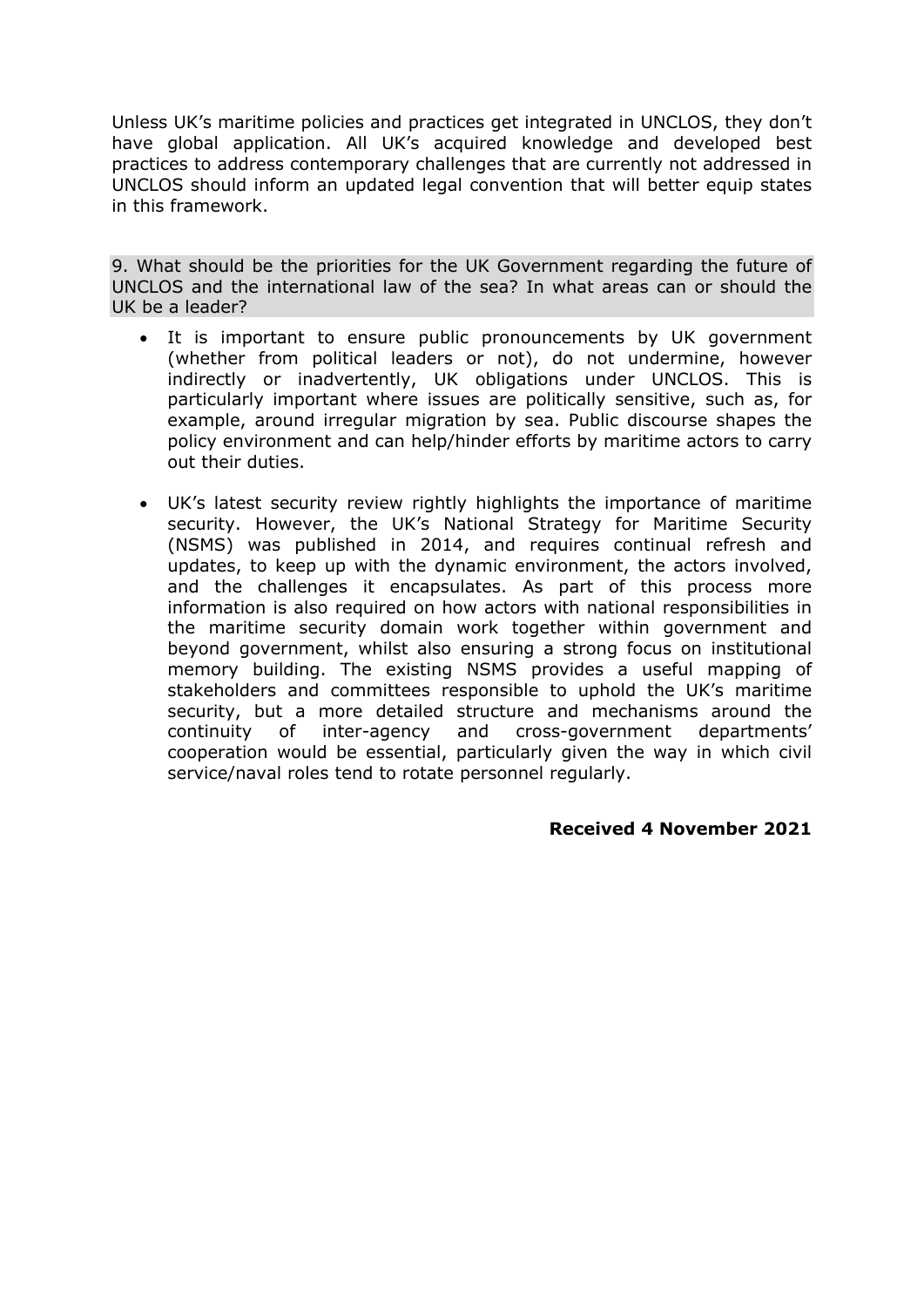Unless UK's maritime policies and practices get integrated in UNCLOS, they don't have global application. All UK's acquired knowledge and developed best practices to address contemporary challenges that are currently not addressed in UNCLOS should inform an updated legal convention that will better equip states in this framework.

9. What should be the priorities for the UK Government regarding the future of UNCLOS and the international law of the sea? In what areas can or should the UK be a leader?

- It is important to ensure public pronouncements by UK government (whether from political leaders or not), do not undermine, however indirectly or inadvertently, UK obligations under UNCLOS. This is particularly important where issues are politically sensitive, such as, for example, around irregular migration by sea. Public discourse shapes the policy environment and can help/hinder efforts by maritime actors to carry out their duties.

- UK's latest security review rightly highlights the importance of maritime security. However, the UK's National Strategy for Maritime Security (NSMS) was published in 2014, and requires continual refresh and updates, to keep up with the dynamic environment, the actors involved, and the challenges it encapsulates. As part of this process more information is also required on how actors with national responsibilities in the maritime security domain work together within government and beyond government, whilst also ensuring a strong focus on institutional memory building. The existing NSMS provides a useful mapping of stakeholders and committees responsible to uphold the UK's maritime security, but a more detailed structure and mechanisms around the continuity of inter-agency and cross-government departments' cooperation would be essential, particularly given the way in which civil service/naval roles tend to rotate personnel regularly.

**Received 4 November 2021**